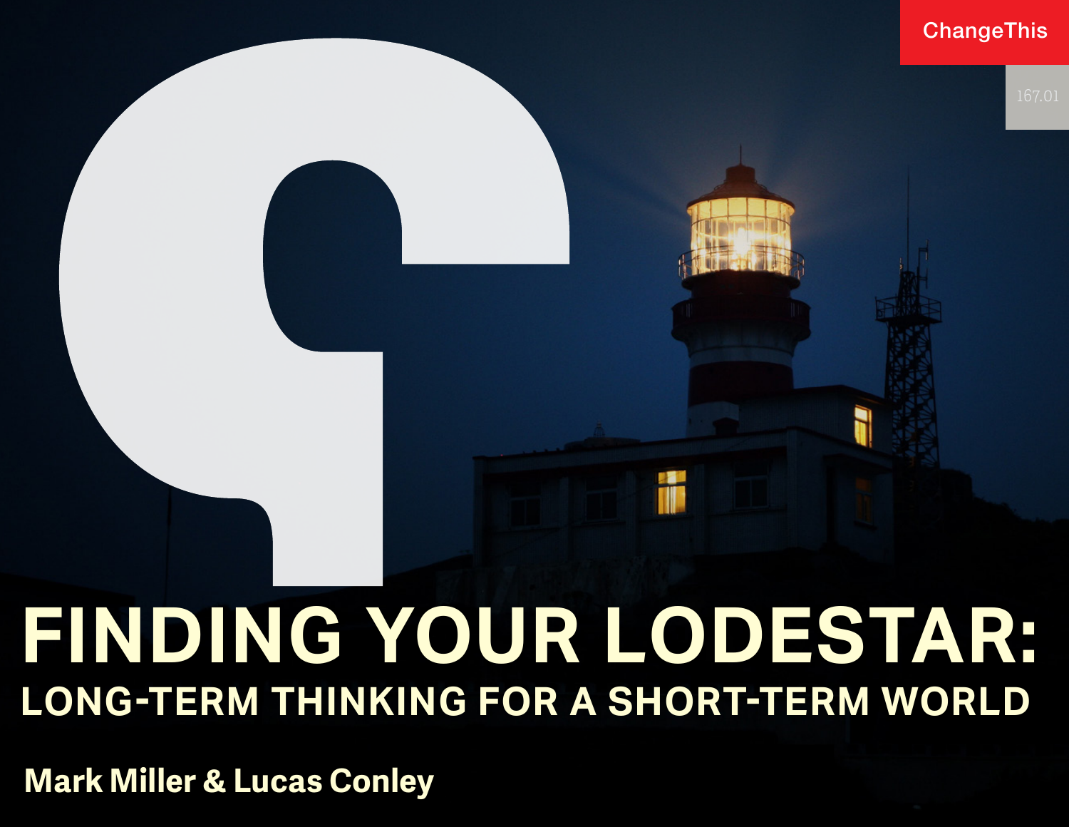ChangeThis

167.01

# FINDING YOUR LODESTAR:

## LONG-TERM THINKING FOR A SHORT-TERM WORLD

**Mark Miller & Lucas Conley**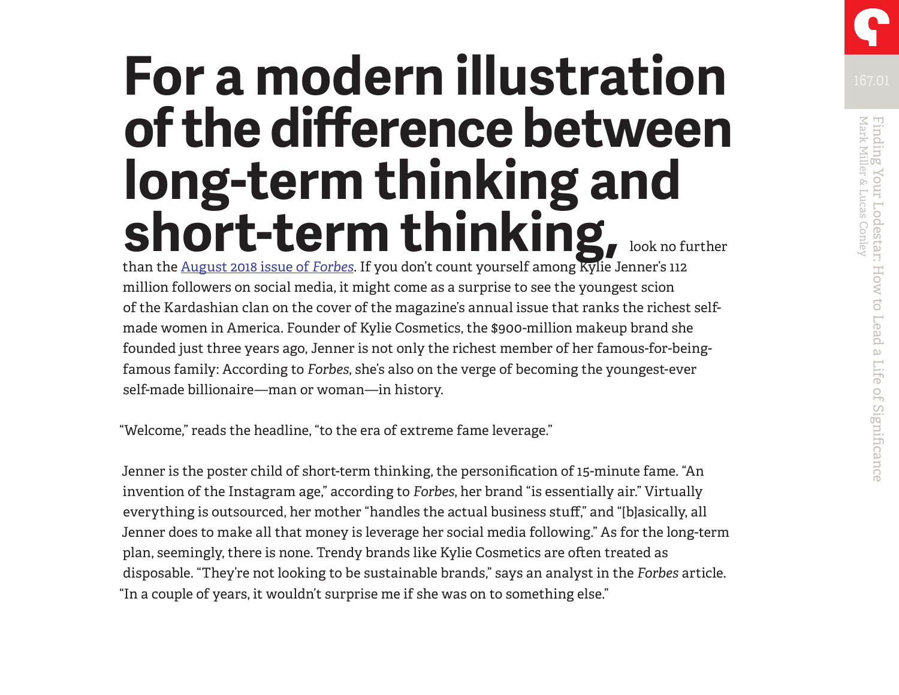**For a modern illustration of the difference between long-term thinking and short-term thinking,** look no further than the [August 2018 issue of *Forbes*]. If you don't count yourself among Kylie Jenner's 112 million followers on social media, it might come as a surprise to see the youngest scion of the Kardashian clan on the cover of the magazine's annual issue that ranks the richest self-made women in America. Founder of Kylie Cosmetics, the $900-million makeup brand she founded just three years ago, Jenner is not only the richest member of her famous-for-being-famous family: According to *Forbes*, she's also on the verge of becoming the youngest-ever self-made billionaire—man or woman—in history.

"Welcome," reads the headline, "to the era of extreme fame leverage."

Jenner is the poster child of short-term thinking, the personification of 15-minute fame. "An invention of the Instagram age," according to *Forbes*, her brand "is essentially air." Virtually everything is outsourced, her mother "handles the actual business stuff," and "[b]asically, all Jenner does to make all that money is leverage her social media following." As for the long-term plan, seemingly, there is none. Trendy brands like Kylie Cosmetics are often treated as disposable. "They're not looking to be sustainable brands," says an analyst in the *Forbes* article. "In a couple of years, it wouldn't surprise me if she was on to something else."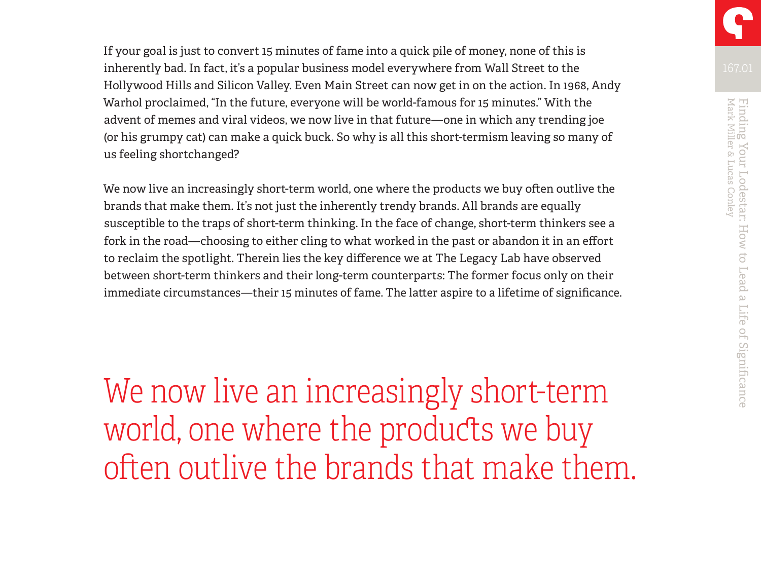If your goal is just to convert 15 minutes of fame into a quick pile of money, none of this is inherently bad. In fact, it's a popular business model everywhere from Wall Street to the Hollywood Hills and Silicon Valley. Even Main Street can now get in on the action. In 1968, Andy Warhol proclaimed, "In the future, everyone will be world-famous for 15 minutes." With the advent of memes and viral videos, we now live in that future—one in which any trending joe (or his grumpy cat) can make a quick buck. So why is all this short-termism leaving so many of us feeling shortchanged?

We now live an increasingly short-term world, one where the products we buy often outlive the brands that make them. It's not just the inherently trendy brands. All brands are equally susceptible to the traps of short-term thinking. In the face of change, short-term thinkers see a fork in the road—choosing to either cling to what worked in the past or abandon it in an effort to reclaim the spotlight. Therein lies the key difference we at The Legacy Lab have observed between short-term thinkers and their long-term counterparts: The former focus only on their immediate circumstances—their 15 minutes of fame. The latter aspire to a lifetime of significance.

> We now live an increasingly short-term world, one where the products we buy often outlive the brands that make them.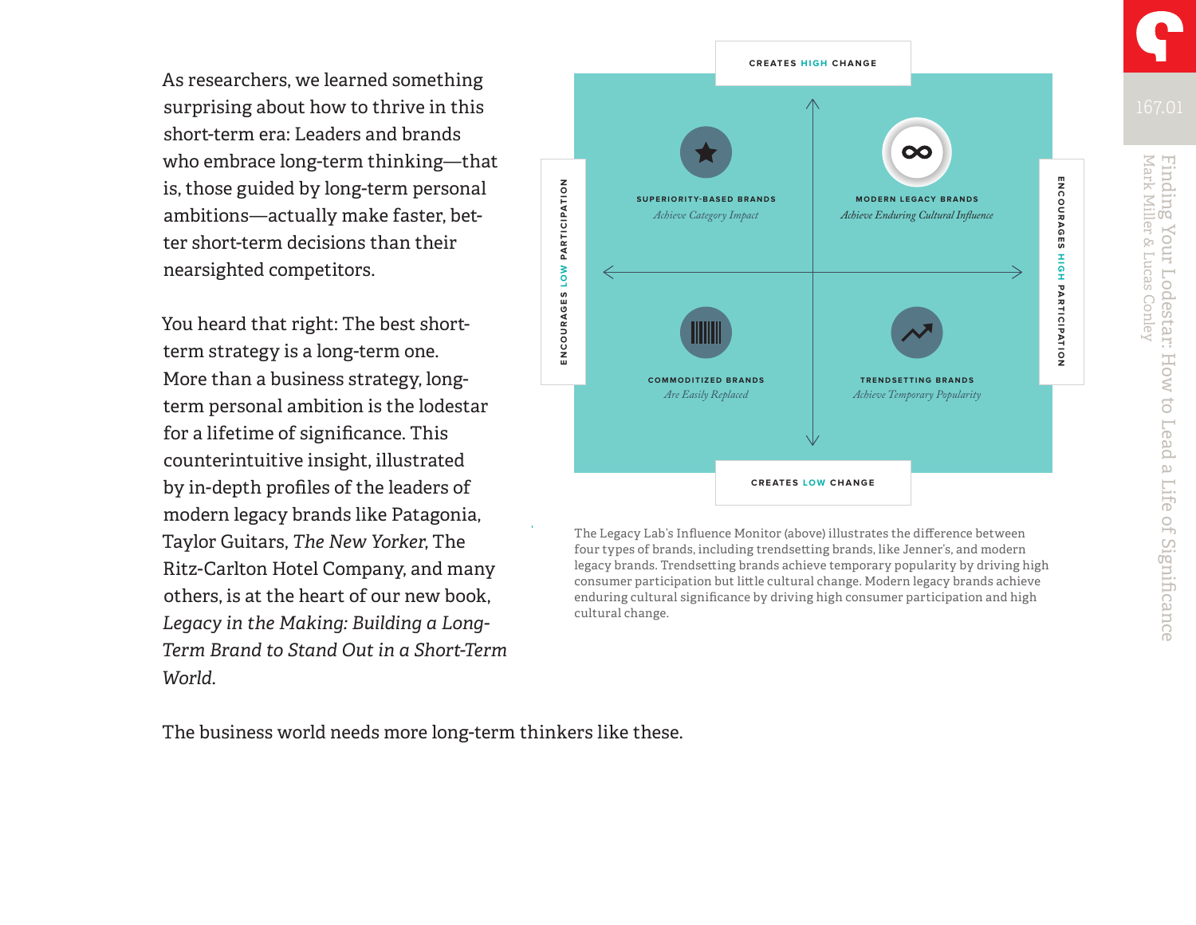As researchers, we learned something surprising about how to thrive in this short-term era: Leaders and brands who embrace long-term thinking—that is, those guided by long-term personal ambitions—actually make faster, better short-term decisions than their nearsighted competitors.

You heard that right: The best short-term strategy is a long-term one. More than a business strategy, long-term personal ambition is the lodestar for a lifetime of significance. This counterintuitive insight, illustrated by in-depth profiles of the leaders of modern legacy brands like Patagonia, Taylor Guitars, *The New Yorker*, The Ritz-Carlton Hotel Company, and many others, is at the heart of our new book, *Legacy in the Making: Building a Long-Term Brand to Stand Out in a Short-Term World*.

| | ENCOURAGES LOW PARTICIPATION | ENCOURAGES HIGH PARTICIPATION |
|---|---|---|
| **CREATES HIGH CHANGE** | SUPERIORITY-BASED BRANDS *Achieve Category Impact* | MODERN LEGACY BRANDS *Achieve Enduring Cultural Influence* |
| **CREATES LOW CHANGE** | COMMODITIZED BRANDS *Are Easily Replaced* | TRENDSETTING BRANDS *Achieve Temporary Popularity* |

The Legacy Lab's Influence Monitor (above) illustrates the difference between four types of brands, including trendsetting brands, like Jenner's, and modern legacy brands. Trendsetting brands achieve temporary popularity by driving high consumer participation but little cultural change. Modern legacy brands achieve enduring cultural significance by driving high consumer participation and high cultural change.

The business world needs more long-term thinkers like these.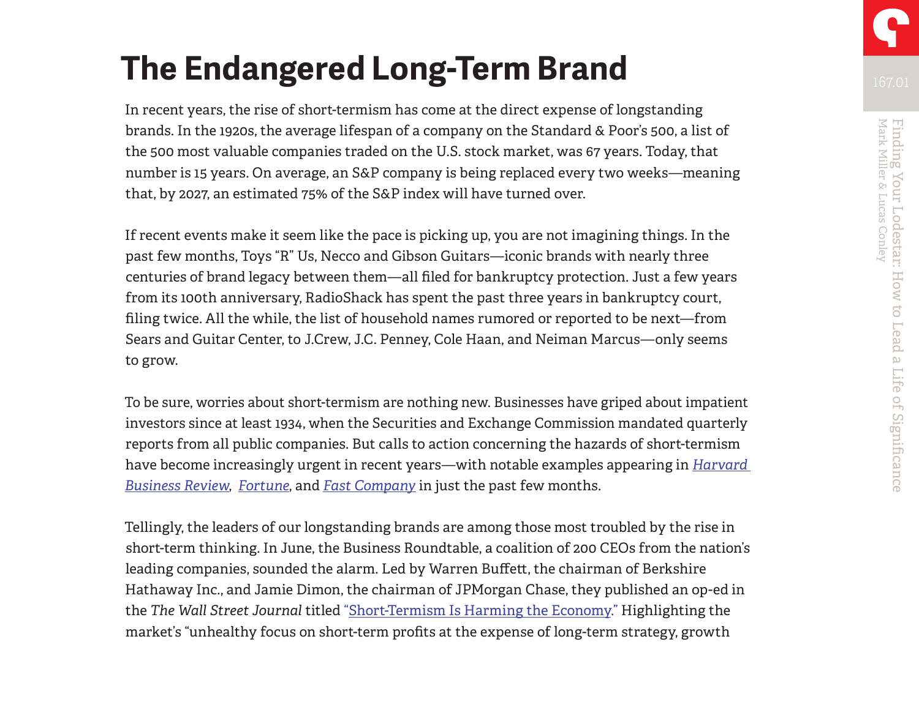# The Endangered Long-Term Brand

In recent years, the rise of short-termism has come at the direct expense of longstanding brands. In the 1920s, the average lifespan of a company on the Standard & Poor's 500, a list of the 500 most valuable companies traded on the U.S. stock market, was 67 years. Today, that number is 15 years. On average, an S&P company is being replaced every two weeks—meaning that, by 2027, an estimated 75% of the S&P index will have turned over.

If recent events make it seem like the pace is picking up, you are not imagining things. In the past few months, Toys "R" Us, Necco and Gibson Guitars—iconic brands with nearly three centuries of brand legacy between them—all filed for bankruptcy protection. Just a few years from its 100th anniversary, RadioShack has spent the past three years in bankruptcy court, filing twice. All the while, the list of household names rumored or reported to be next—from Sears and Guitar Center, to J.Crew, J.C. Penney, Cole Haan, and Neiman Marcus—only seems to grow.

To be sure, worries about short-termism are nothing new. Businesses have griped about impatient investors since at least 1934, when the Securities and Exchange Commission mandated quarterly reports from all public companies. But calls to action concerning the hazards of short-termism have become increasingly urgent in recent years—with notable examples appearing in *Harvard Business Review*, *Fortune*, and *Fast Company* in just the past few months.

Tellingly, the leaders of our longstanding brands are among those most troubled by the rise in short-term thinking. In June, the Business Roundtable, a coalition of 200 CEOs from the nation's leading companies, sounded the alarm. Led by Warren Buffett, the chairman of Berkshire Hathaway Inc., and Jamie Dimon, the chairman of JPMorgan Chase, they published an op-ed in the *The Wall Street Journal* titled "Short-Termism Is Harming the Economy." Highlighting the market's "unhealthy focus on short-term profits at the expense of long-term strategy, growth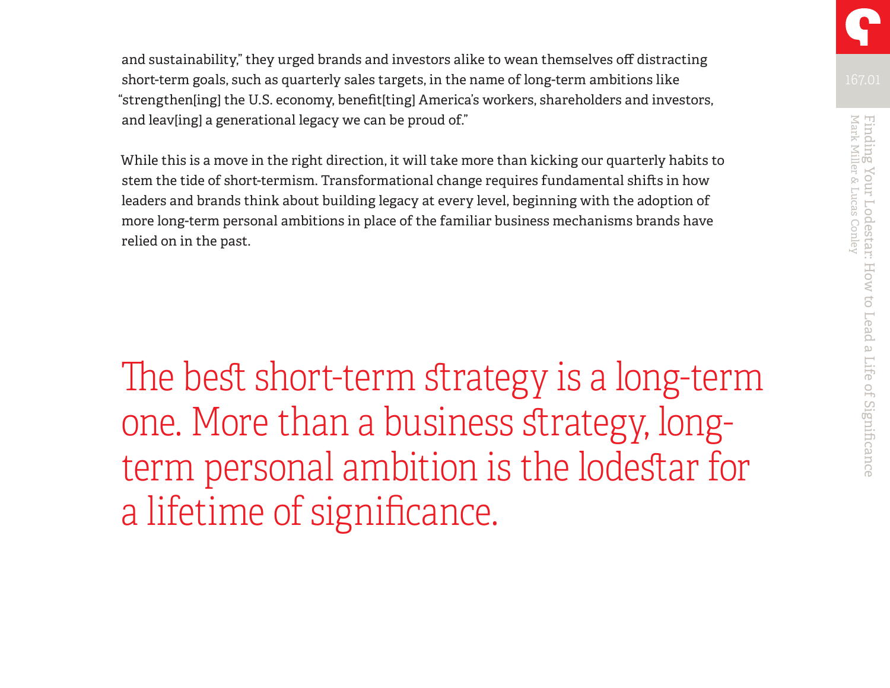and sustainability," they urged brands and investors alike to wean themselves off distracting short-term goals, such as quarterly sales targets, in the name of long-term ambitions like "strengthen[ing] the U.S. economy, benefit[ting] America's workers, shareholders and investors, and leav[ing] a generational legacy we can be proud of."

While this is a move in the right direction, it will take more than kicking our quarterly habits to stem the tide of short-termism. Transformational change requires fundamental shifts in how leaders and brands think about building legacy at every level, beginning with the adoption of more long-term personal ambitions in place of the familiar business mechanisms brands have relied on in the past.

> The best short-term strategy is a long-term one. More than a business strategy, long-term personal ambition is the lodestar for a lifetime of significance.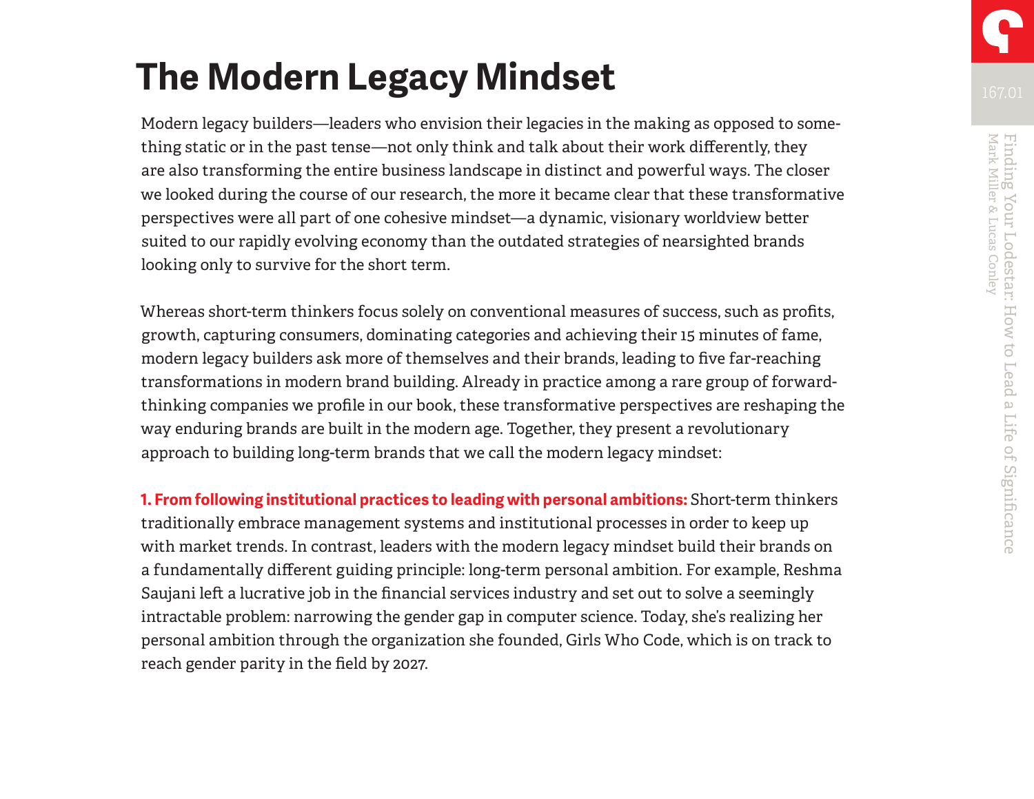# The Modern Legacy Mindset

Modern legacy builders—leaders who envision their legacies in the making as opposed to something static or in the past tense—not only think and talk about their work differently, they are also transforming the entire business landscape in distinct and powerful ways. The closer we looked during the course of our research, the more it became clear that these transformative perspectives were all part of one cohesive mindset—a dynamic, visionary worldview better suited to our rapidly evolving economy than the outdated strategies of nearsighted brands looking only to survive for the short term.

Whereas short-term thinkers focus solely on conventional measures of success, such as profits, growth, capturing consumers, dominating categories and achieving their 15 minutes of fame, modern legacy builders ask more of themselves and their brands, leading to five far-reaching transformations in modern brand building. Already in practice among a rare group of forward-thinking companies we profile in our book, these transformative perspectives are reshaping the way enduring brands are built in the modern age. Together, they present a revolutionary approach to building long-term brands that we call the modern legacy mindset:

**1. From following institutional practices to leading with personal ambitions:** Short-term thinkers traditionally embrace management systems and institutional processes in order to keep up with market trends. In contrast, leaders with the modern legacy mindset build their brands on a fundamentally different guiding principle: long-term personal ambition. For example, Reshma Saujani left a lucrative job in the financial services industry and set out to solve a seemingly intractable problem: narrowing the gender gap in computer science. Today, she's realizing her personal ambition through the organization she founded, Girls Who Code, which is on track to reach gender parity in the field by 2027.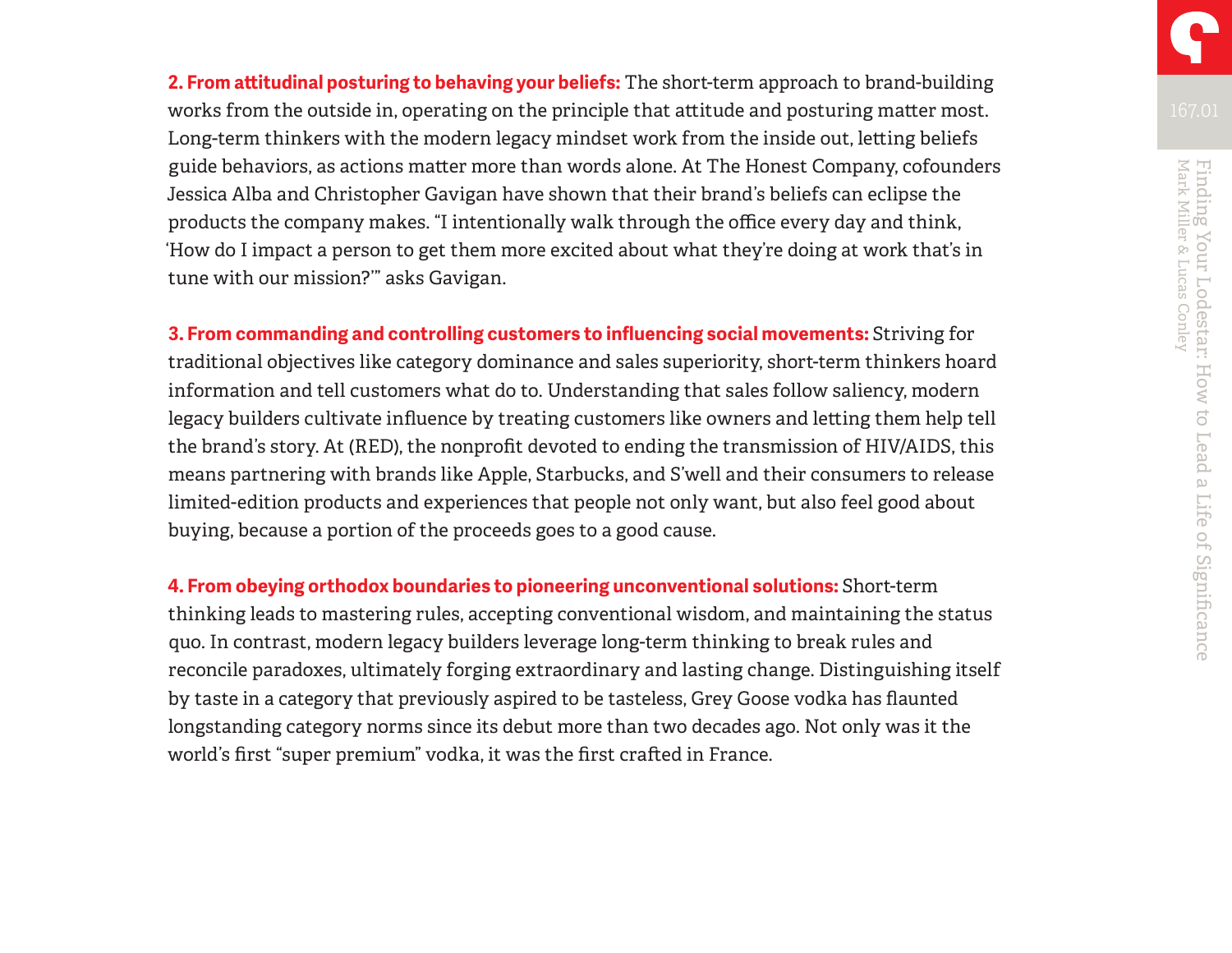**2. From attitudinal posturing to behaving your beliefs:** The short-term approach to brand-building works from the outside in, operating on the principle that attitude and posturing matter most. Long-term thinkers with the modern legacy mindset work from the inside out, letting beliefs guide behaviors, as actions matter more than words alone. At The Honest Company, cofounders Jessica Alba and Christopher Gavigan have shown that their brand's beliefs can eclipse the products the company makes. "I intentionally walk through the office every day and think, 'How do I impact a person to get them more excited about what they're doing at work that's in tune with our mission?'" asks Gavigan.

**3. From commanding and controlling customers to influencing social movements:** Striving for traditional objectives like category dominance and sales superiority, short-term thinkers hoard information and tell customers what do to. Understanding that sales follow saliency, modern legacy builders cultivate influence by treating customers like owners and letting them help tell the brand's story. At (RED), the nonprofit devoted to ending the transmission of HIV/AIDS, this means partnering with brands like Apple, Starbucks, and S'well and their consumers to release limited-edition products and experiences that people not only want, but also feel good about buying, because a portion of the proceeds goes to a good cause.

**4. From obeying orthodox boundaries to pioneering unconventional solutions:** Short-term thinking leads to mastering rules, accepting conventional wisdom, and maintaining the status quo. In contrast, modern legacy builders leverage long-term thinking to break rules and reconcile paradoxes, ultimately forging extraordinary and lasting change. Distinguishing itself by taste in a category that previously aspired to be tasteless, Grey Goose vodka has flaunted longstanding category norms since its debut more than two decades ago. Not only was it the world's first "super premium" vodka, it was the first crafted in France.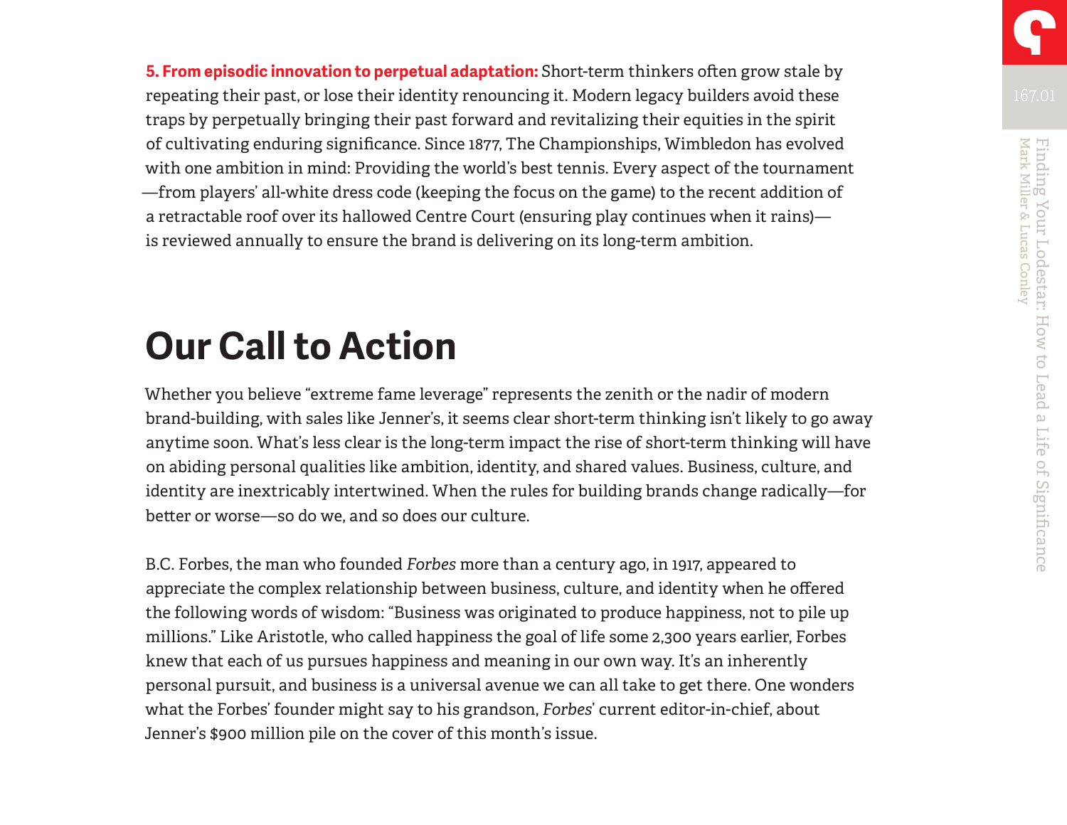**5. From episodic innovation to perpetual adaptation:** Short-term thinkers often grow stale by repeating their past, or lose their identity renouncing it. Modern legacy builders avoid these traps by perpetually bringing their past forward and revitalizing their equities in the spirit of cultivating enduring significance. Since 1877, The Championships, Wimbledon has evolved with one ambition in mind: Providing the world's best tennis. Every aspect of the tournament—from players' all-white dress code (keeping the focus on the game) to the recent addition of a retractable roof over its hallowed Centre Court (ensuring play continues when it rains)—is reviewed annually to ensure the brand is delivering on its long-term ambition.

# Our Call to Action

Whether you believe "extreme fame leverage" represents the zenith or the nadir of modern brand-building, with sales like Jenner's, it seems clear short-term thinking isn't likely to go away anytime soon. What's less clear is the long-term impact the rise of short-term thinking will have on abiding personal qualities like ambition, identity, and shared values. Business, culture, and identity are inextricably intertwined. When the rules for building brands change radically—for better or worse—so do we, and so does our culture.

B.C. Forbes, the man who founded *Forbes* more than a century ago, in 1917, appeared to appreciate the complex relationship between business, culture, and identity when he offered the following words of wisdom: "Business was originated to produce happiness, not to pile up millions." Like Aristotle, who called happiness the goal of life some 2,300 years earlier, Forbes knew that each of us pursues happiness and meaning in our own way. It's an inherently personal pursuit, and business is a universal avenue we can all take to get there. One wonders what the Forbes' founder might say to his grandson, *Forbes*' current editor-in-chief, about Jenner's $900 million pile on the cover of this month's issue.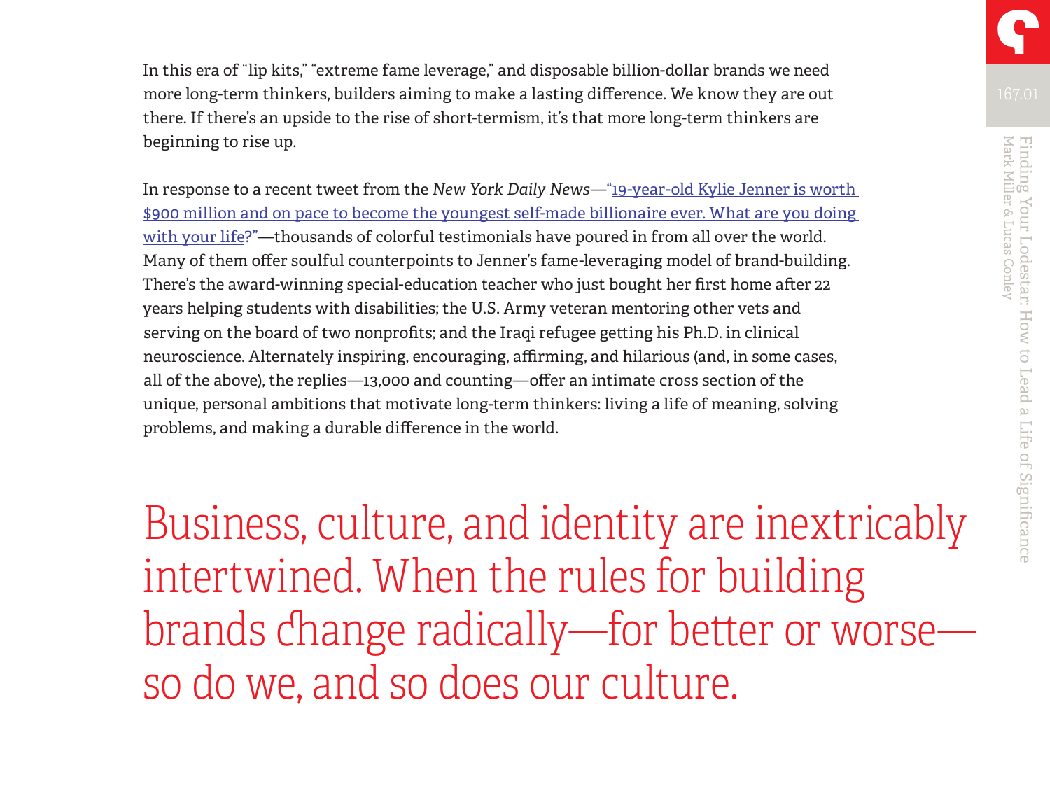In this era of "lip kits," "extreme fame leverage," and disposable billion-dollar brands we need more long-term thinkers, builders aiming to make a lasting difference. We know they are out there. If there's an upside to the rise of short-termism, it's that more long-term thinkers are beginning to rise up.

In response to a recent tweet from the *New York Daily News*—"19-year-old Kylie Jenner is worth $900 million and on pace to become the youngest self-made billionaire ever. What are you doing with your life?"—thousands of colorful testimonials have poured in from all over the world. Many of them offer soulful counterpoints to Jenner's fame-leveraging model of brand-building. There's the award-winning special-education teacher who just bought her first home after 22 years helping students with disabilities; the U.S. Army veteran mentoring other vets and serving on the board of two nonprofits; and the Iraqi refugee getting his Ph.D. in clinical neuroscience. Alternately inspiring, encouraging, affirming, and hilarious (and, in some cases, all of the above), the replies—13,000 and counting—offer an intimate cross section of the unique, personal ambitions that motivate long-term thinkers: living a life of meaning, solving problems, and making a durable difference in the world.

> Business, culture, and identity are inextricably intertwined. When the rules for building brands change radically—for better or worse—so do we, and so does our culture.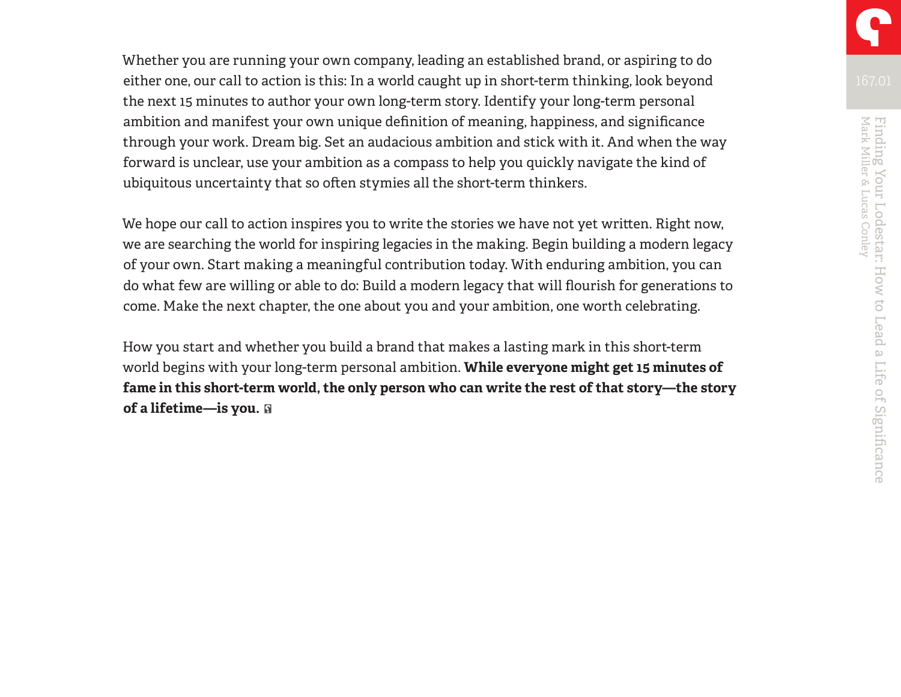Whether you are running your own company, leading an established brand, or aspiring to do either one, our call to action is this: In a world caught up in short-term thinking, look beyond the next 15 minutes to author your own long-term story. Identify your long-term personal ambition and manifest your own unique definition of meaning, happiness, and significance through your work. Dream big. Set an audacious ambition and stick with it. And when the way forward is unclear, use your ambition as a compass to help you quickly navigate the kind of ubiquitous uncertainty that so often stymies all the short-term thinkers.

We hope our call to action inspires you to write the stories we have not yet written. Right now, we are searching the world for inspiring legacies in the making. Begin building a modern legacy of your own. Start making a meaningful contribution today. With enduring ambition, you can do what few are willing or able to do: Build a modern legacy that will flourish for generations to come. Make the next chapter, the one about you and your ambition, one worth celebrating.

How you start and whether you build a brand that makes a lasting mark in this short-term world begins with your long-term personal ambition. **While everyone might get 15 minutes of fame in this short-term world, the only person who can write the rest of that story—the story of a lifetime—is you.**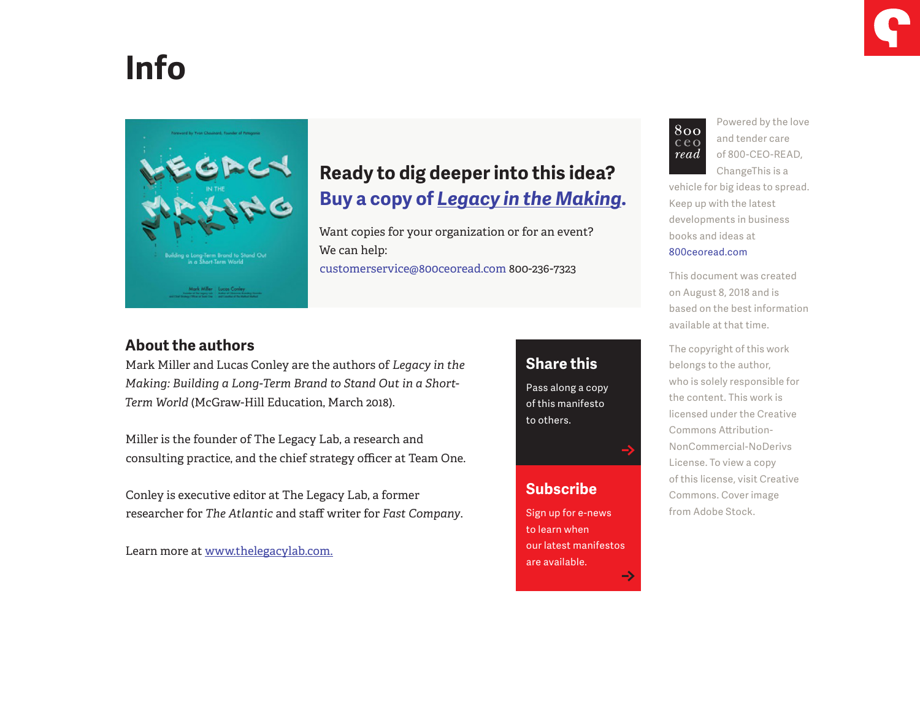# Info

## Ready to dig deeper into this idea?

## Buy a copy of *Legacy in the Making*.

Want copies for your organization or for an event?
We can help:
customerservice@800ceoread.com 800-236-7323

### About the authors

Mark Miller and Lucas Conley are the authors of *Legacy in the Making: Building a Long-Term Brand to Stand Out in a Short-Term World* (McGraw-Hill Education, March 2018).

Miller is the founder of The Legacy Lab, a research and consulting practice, and the chief strategy officer at Team One.

Conley is executive editor at The Legacy Lab, a former researcher for *The Atlantic* and staff writer for *Fast Company*.

Learn more at www.thelegacylab.com.

### Share this

Pass along a copy of this manifesto to others.

### Subscribe

Sign up for e-news to learn when our latest manifestos are available.

800 ceo read

Powered by the love and tender care of 800-CEO-READ, ChangeThis is a vehicle for big ideas to spread. Keep up with the latest developments in business books and ideas at 800ceoread.com

This document was created on August 8, 2018 and is based on the best information available at that time.

The copyright of this work belongs to the author, who is solely responsible for the content. This work is licensed under the Creative Commons Attribution-NonCommercial-NoDerivs License. To view a copy of this license, visit Creative Commons. Cover image from Adobe Stock.